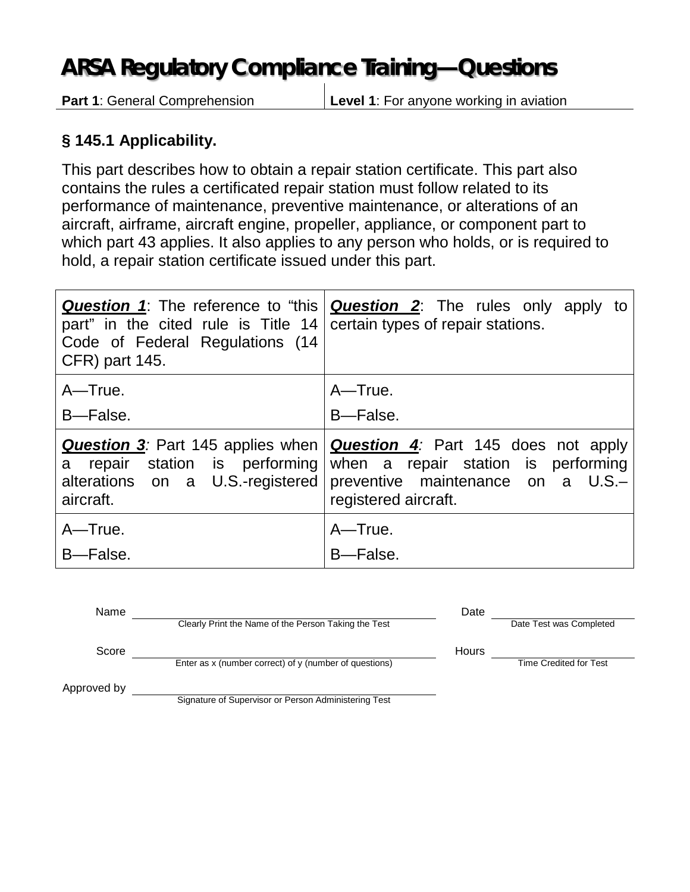# ARSA Regulatory Compliance Training—Questions

**Part 1**: General Comprehension | **Level 1**: For anyone working in aviation

## § 145.1 Applicability.

This part describes how to obtain a repair station certificate. This part also contains the rules a certificated repair station must follow related to its performance of maintenance, preventive maintenance, or alterations of an aircraft, airframe, aircraft engine, propeller, appliance, or component part to which part 43 applies. It also applies to any person who holds, or is required to hold, a repair station certificate issued under this part.

| ***Question 1***: The reference to "this part" in the cited rule is Title 14 Code of Federal Regulations (14 CFR) part 145. | ***Question 2***: The rules only apply to certain types of repair stations. |
|---|---|
| A—True.<br>B—False. | A—True.<br>B—False. |
| ***Question 3***: Part 145 applies when a repair station is performing alterations on a U.S.-registered aircraft. | ***Question 4***: Part 145 does not apply when a repair station is performing preventive maintenance on a U.S.–registered aircraft. |
| A—True.<br>B—False. | A—True.<br>B—False. |

Name ______________________________ Date ______________
Clearly Print the Name of the Person Taking the Test — Date Test was Completed

Score ______________________________ Hours ______________
Enter as x (number correct) of y (number of questions) — Time Credited for Test

Approved by ______________________________
Signature of Supervisor or Person Administering Test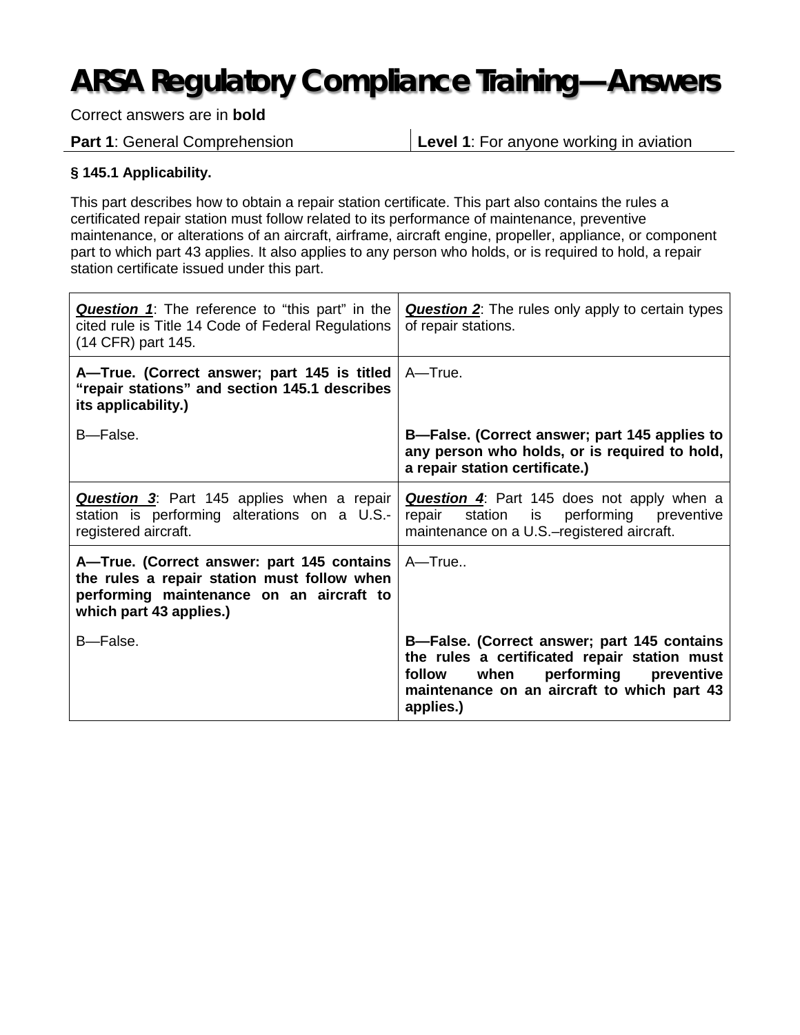# ARSA Regulatory Compliance Training—Answers

Correct answers are in **bold**

| **Part 1**: General Comprehension | **Level 1**: For anyone working in aviation |
|---|---|

### § 145.1 Applicability.

This part describes how to obtain a repair station certificate. This part also contains the rules a certificated repair station must follow related to its performance of maintenance, preventive maintenance, or alterations of an aircraft, airframe, aircraft engine, propeller, appliance, or component part to which part 43 applies. It also applies to any person who holds, or is required to hold, a repair station certificate issued under this part.

| | |
|---|---|
| ***Question 1***: The reference to "this part" in the cited rule is Title 14 Code of Federal Regulations (14 CFR) part 145. | ***Question 2***: The rules only apply to certain types of repair stations. |
| **A—True. (Correct answer; part 145 is titled "repair stations" and section 145.1 describes its applicability.)**<br><br>B—False. | A—True.<br><br>**B—False. (Correct answer; part 145 applies to any person who holds, or is required to hold, a repair station certificate.)** |
| ***Question 3***: Part 145 applies when a repair station is performing alterations on a U.S.-registered aircraft. | ***Question 4***: Part 145 does not apply when a repair station is performing preventive maintenance on a U.S.–registered aircraft. |
| **A—True. (Correct answer: part 145 contains the rules a repair station must follow when performing maintenance on an aircraft to which part 43 applies.)**<br><br>B—False. | A—True..<br><br>**B—False. (Correct answer; part 145 contains the rules a certificated repair station must follow when performing preventive maintenance on an aircraft to which part 43 applies.)** |